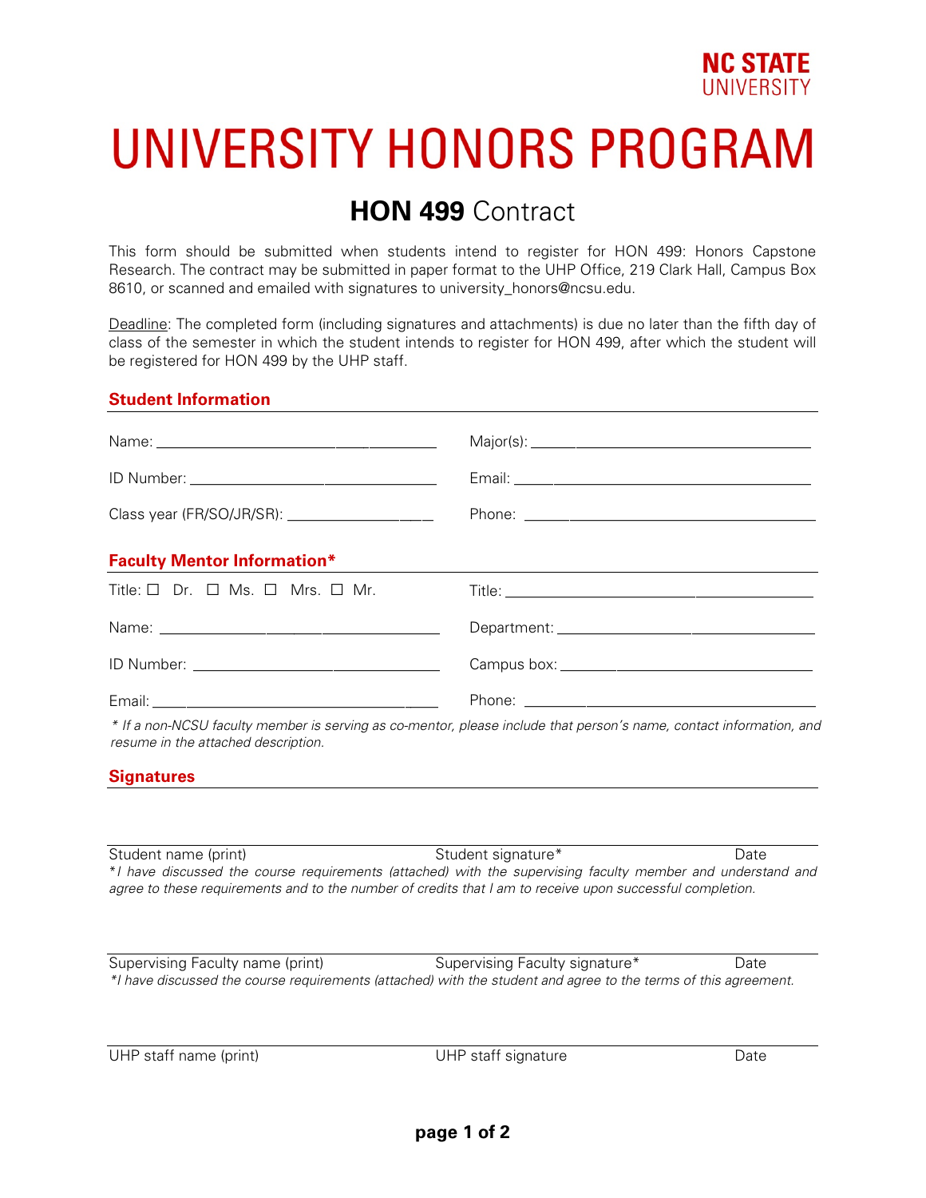NC STATE UNIVERSITY

# UNIVERSITY HONORS PROGRAM

## **HON 499** Contract

This form should be submitted when students intend to register for HON 499: Honors Capstone Research. The contract may be submitted in paper format to the UHP Office, 219 Clark Hall, Campus Box 8610, or scanned and emailed with signatures to university_honors@ncsu.edu.

Deadline: The completed form (including signatures and attachments) is due no later than the fifth day of class of the semester in which the student intends to register for HON 499, after which the student will be registered for HON 499 by the UHP staff.

### Student Information

Name: ______________________________

Major(s): ______________________________

ID Number: ______________________________

Email: ______________________________

Class year (FR/SO/JR/SR): ________________

Phone: ______________________________

### Faculty Mentor Information*

Title: ☐ Dr. ☐ Ms. ☐ Mrs. ☐ Mr.

Title: ______________________________

Name: ______________________________

Department: ______________________________

ID Number: ______________________________

Campus box: ______________________________

Email: ______________________________

Phone: ______________________________

*\* If a non-NCSU faculty member is serving as co-mentor, please include that person's name, contact information, and resume in the attached description.*

### Signatures

Student name (print) ____________ Student signature* ____________ Date ____________

*\*I have discussed the course requirements (attached) with the supervising faculty member and understand and agree to these requirements and to the number of credits that I am to receive upon successful completion.*

Supervising Faculty name (print) ____________ Supervising Faculty signature* ____________ Date ____________

*\*I have discussed the course requirements (attached) with the student and agree to the terms of this agreement.*

UHP staff name (print) ____________ UHP staff signature ____________ Date ____________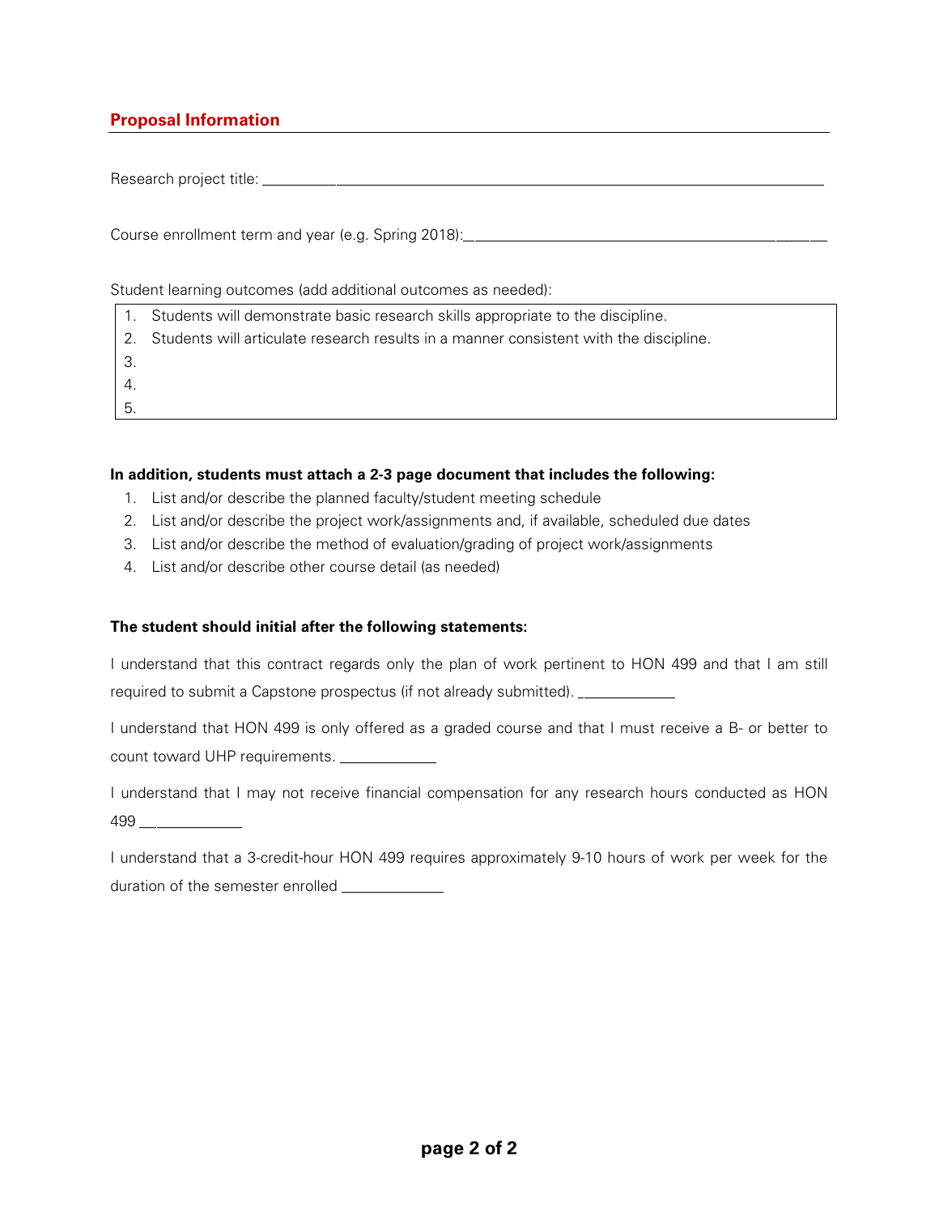## Proposal Information

Research project title: ______________________________________________________________

Course enrollment term and year (e.g. Spring 2018):_________________________________________

Student learning outcomes (add additional outcomes as needed):

1. Students will demonstrate basic research skills appropriate to the discipline.
2. Students will articulate research results in a manner consistent with the discipline.
3. 
4. 
5. 

**In addition, students must attach a 2-3 page document that includes the following:**

1. List and/or describe the planned faculty/student meeting schedule
2. List and/or describe the project work/assignments and, if available, scheduled due dates
3. List and/or describe the method of evaluation/grading of project work/assignments
4. List and/or describe other course detail (as needed)

**The student should initial after the following statements:**

I understand that this contract regards only the plan of work pertinent to HON 499 and that I am still required to submit a Capstone prospectus (if not already submitted). ____________

I understand that HON 499 is only offered as a graded course and that I must receive a B- or better to count toward UHP requirements. ____________

I understand that I may not receive financial compensation for any research hours conducted as HON 499 ____________

I understand that a 3-credit-hour HON 499 requires approximately 9-10 hours of work per week for the duration of the semester enrolled ____________